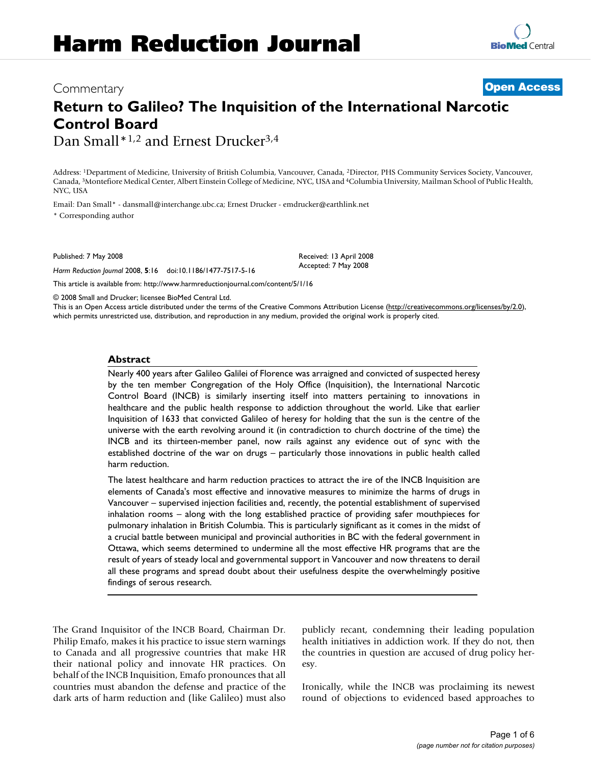# Harm Reduction Journal

Commentary

**Open Access**

# Return to Galileo? The Inquisition of the International Narcotic Control Board

Dan Small*[1,2] and Ernest Drucker[3,4]

Address: [1]Department of Medicine, University of British Columbia, Vancouver, Canada, [2]Director, PHS Community Services Society, Vancouver, Canada, [3]Montefiore Medical Center, Albert Einstein College of Medicine, NYC, USA and [4]Columbia University, Mailman School of Public Health, NYC, USA

Email: Dan Small* - dansmall@interchange.ubc.ca; Ernest Drucker - emdrucker@earthlink.net

\* Corresponding author

Published: 7 May 2008

*Harm Reduction Journal* 2008, **5**:16 doi:10.1186/1477-7517-5-16

Received: 13 April 2008
Accepted: 7 May 2008

This article is available from: http://www.harmreductionjournal.com/content/5/1/16

© 2008 Small and Drucker; licensee BioMed Central Ltd.
This is an Open Access article distributed under the terms of the Creative Commons Attribution License (http://creativecommons.org/licenses/by/2.0), which permits unrestricted use, distribution, and reproduction in any medium, provided the original work is properly cited.

## Abstract

Nearly 400 years after Galileo Galilei of Florence was arraigned and convicted of suspected heresy by the ten member Congregation of the Holy Office (Inquisition), the International Narcotic Control Board (INCB) is similarly inserting itself into matters pertaining to innovations in healthcare and the public health response to addiction throughout the world. Like that earlier Inquisition of 1633 that convicted Galileo of heresy for holding that the sun is the centre of the universe with the earth revolving around it (in contradiction to church doctrine of the time) the INCB and its thirteen-member panel, now rails against any evidence out of sync with the established doctrine of the war on drugs – particularly those innovations in public health called harm reduction.

The latest healthcare and harm reduction practices to attract the ire of the INCB Inquisition are elements of Canada's most effective and innovative measures to minimize the harms of drugs in Vancouver – supervised injection facilities and, recently, the potential establishment of supervised inhalation rooms – along with the long established practice of providing safer mouthpieces for pulmonary inhalation in British Columbia. This is particularly significant as it comes in the midst of a crucial battle between municipal and provincial authorities in BC with the federal government in Ottawa, which seems determined to undermine all the most effective HR programs that are the result of years of steady local and governmental support in Vancouver and now threatens to derail all these programs and spread doubt about their usefulness despite the overwhelmingly positive findings of serous research.

The Grand Inquisitor of the INCB Board, Chairman Dr. Philip Emafo, makes it his practice to issue stern warnings to Canada and all progressive countries that make HR their national policy and innovate HR practices. On behalf of the INCB Inquisition, Emafo pronounces that all countries must abandon the defense and practice of the dark arts of harm reduction and (like Galileo) must also publicly recant, condemning their leading population health initiatives in addiction work. If they do not, then the countries in question are accused of drug policy heresy.

Ironically, while the INCB was proclaiming its newest round of objections to evidenced based approaches to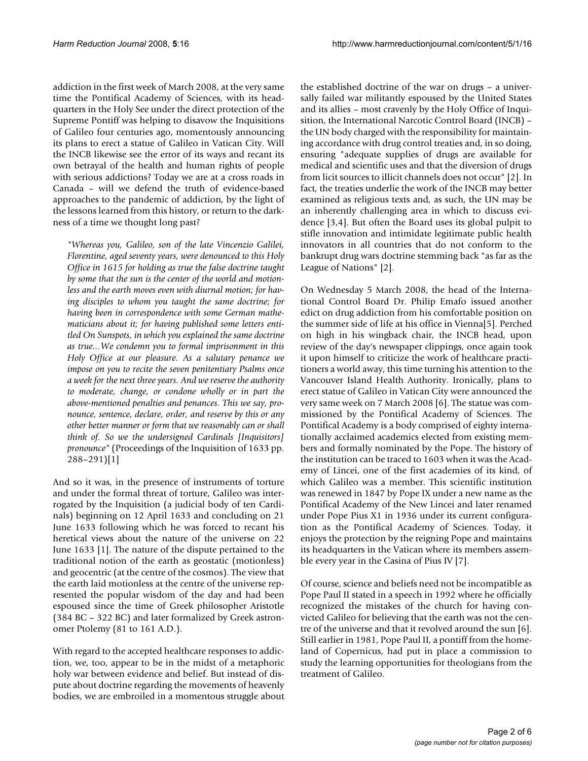addiction in the first week of March 2008, at the very same time the Pontifical Academy of Sciences, with its headquarters in the Holy See under the direct protection of the Supreme Pontiff was helping to disavow the Inquisitions of Galileo four centuries ago, momentously announcing its plans to erect a statue of Galileo in Vatican City. Will the INCB likewise see the error of its ways and recant its own betrayal of the health and human rights of people with serious addictions? Today we are at a cross roads in Canada – will we defend the truth of evidence-based approaches to the pandemic of addiction, by the light of the lessons learned from this history, or return to the darkness of a time we thought long past?

> "*Whereas you, Galileo, son of the late Vincenzio Galilei, Florentine, aged seventy years, were denounced to this Holy Office in 1615 for holding as true the false doctrine taught by some that the sun is the center of the world and motionless and the earth moves even with diurnal motion; for having disciples to whom you taught the same doctrine; for having been in correspondence with some German mathematicians about it; for having published some letters entitled On Sunspots, in which you explained the same doctrine as true...We condemn you to formal imprisonment in this Holy Office at our pleasure. As a salutary penance we impose on you to recite the seven penitentiary Psalms once a week for the next three years. And we reserve the authority to moderate, change, or condone wholly or in part the above-mentioned penalties and penances. This we say, pronounce, sentence, declare, order, and reserve by this or any other better manner or form that we reasonably can or shall think of. So we the undersigned Cardinals [Inquisitors] pronounce*" (Proceedings of the Inquisition of 1633 pp. 288–291)[1]

And so it was, in the presence of instruments of torture and under the formal threat of torture, Galileo was interrogated by the Inquisition (a judicial body of ten Cardinals) beginning on 12 April 1633 and concluding on 21 June 1633 following which he was forced to recant his heretical views about the nature of the universe on 22 June 1633 [1]. The nature of the dispute pertained to the traditional notion of the earth as geostatic (motionless) and geocentric (at the centre of the cosmos). The view that the earth laid motionless at the centre of the universe represented the popular wisdom of the day and had been espoused since the time of Greek philosopher Aristotle (384 BC – 322 BC) and later formalized by Greek astronomer Ptolemy (81 to 161 A.D.).

With regard to the accepted healthcare responses to addiction, we, too, appear to be in the midst of a metaphoric holy war between evidence and belief. But instead of dispute about doctrine regarding the movements of heavenly bodies, we are embroiled in a momentous struggle about the established doctrine of the war on drugs – a universally failed war militantly espoused by the United States and its allies – most cravenly by the Holy Office of Inquisition, the International Narcotic Control Board (INCB) – the UN body charged with the responsibility for maintaining accordance with drug control treaties and, in so doing, ensuring "adequate supplies of drugs are available for medical and scientific uses and that the diversion of drugs from licit sources to illicit channels does not occur" [2]. In fact, the treaties underlie the work of the INCB may better examined as religious texts and, as such, the UN may be an inherently challenging area in which to discuss evidence [3,4]. But often the Board uses its global pulpit to stifle innovation and intimidate legitimate public health innovators in all countries that do not conform to the bankrupt drug wars doctrine stemming back "as far as the League of Nations" [2].

On Wednesday 5 March 2008, the head of the International Control Board Dr. Philip Emafo issued another edict on drug addiction from his comfortable position on the summer side of life at his office in Vienna[5]. Perched on high in his wingback chair, the INCB head, upon review of the day's newspaper clippings, once again took it upon himself to criticize the work of healthcare practitioners a world away, this time turning his attention to the Vancouver Island Health Authority. Ironically, plans to erect statue of Galileo in Vatican City were announced the very same week on 7 March 2008 [6]. The statue was commissioned by the Pontifical Academy of Sciences. The Pontifical Academy is a body comprised of eighty internationally acclaimed academics elected from existing members and formally nominated by the Pope. The history of the institution can be traced to 1603 when it was the Academy of Lincei, one of the first academies of its kind, of which Galileo was a member. This scientific institution was renewed in 1847 by Pope IX under a new name as the Pontifical Academy of the New Lincei and later renamed under Pope Pius X1 in 1936 under its current configuration as the Pontifical Academy of Sciences. Today, it enjoys the protection by the reigning Pope and maintains its headquarters in the Vatican where its members assemble every year in the Casina of Pius IV [7].

Of course, science and beliefs need not be incompatible as Pope Paul II stated in a speech in 1992 where he officially recognized the mistakes of the church for having convicted Galileo for believing that the earth was not the centre of the universe and that it revolved around the sun [6]. Still earlier in 1981, Pope Paul II, a pontiff from the homeland of Copernicus, had put in place a commission to study the learning opportunities for theologians from the treatment of Galileo.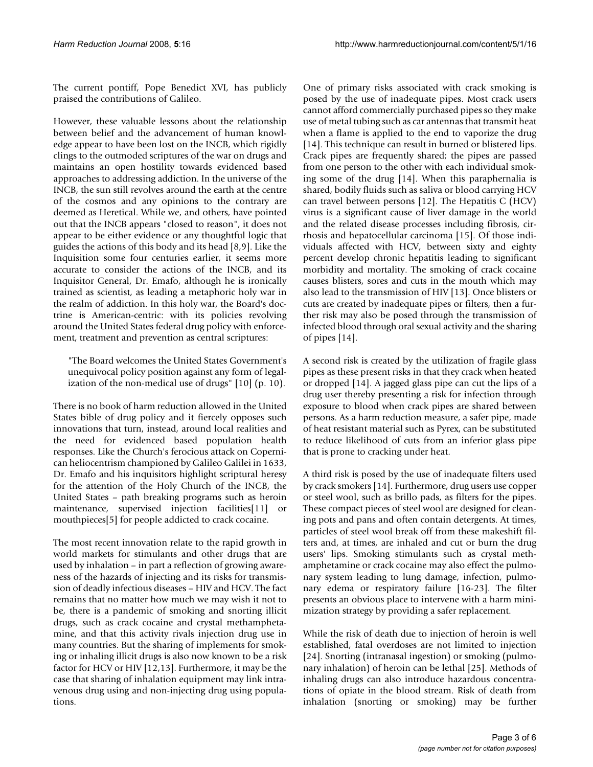The current pontiff, Pope Benedict XVI, has publicly praised the contributions of Galileo.

However, these valuable lessons about the relationship between belief and the advancement of human knowledge appear to have been lost on the INCB, which rigidly clings to the outmoded scriptures of the war on drugs and maintains an open hostility towards evidenced based approaches to addressing addiction. In the universe of the INCB, the sun still revolves around the earth at the centre of the cosmos and any opinions to the contrary are deemed as Heretical. While we, and others, have pointed out that the INCB appears "closed to reason", it does not appear to be either evidence or any thoughtful logic that guides the actions of this body and its head [8,9]. Like the Inquisition some four centuries earlier, it seems more accurate to consider the actions of the INCB, and its Inquisitor General, Dr. Emafo, although he is ironically trained as scientist, as leading a metaphoric holy war in the realm of addiction. In this holy war, the Board's doctrine is American-centric: with its policies revolving around the United States federal drug policy with enforcement, treatment and prevention as central scriptures:

> "The Board welcomes the United States Government's unequivocal policy position against any form of legalization of the non-medical use of drugs" [10] (p. 10).

There is no book of harm reduction allowed in the United States bible of drug policy and it fiercely opposes such innovations that turn, instead, around local realities and the need for evidenced based population health responses. Like the Church's ferocious attack on Copernican heliocentrism championed by Galileo Galilei in 1633, Dr. Emafo and his inquisitors highlight scriptural heresy for the attention of the Holy Church of the INCB, the United States – path breaking programs such as heroin maintenance, supervised injection facilities[11] or mouthpieces[5] for people addicted to crack cocaine.

The most recent innovation relate to the rapid growth in world markets for stimulants and other drugs that are used by inhalation – in part a reflection of growing awareness of the hazards of injecting and its risks for transmission of deadly infectious diseases – HIV and HCV. The fact remains that no matter how much we may wish it not to be, there is a pandemic of smoking and snorting illicit drugs, such as crack cocaine and crystal methamphetamine, and that this activity rivals injection drug use in many countries. But the sharing of implements for smoking or inhaling illicit drugs is also now known to be a risk factor for HCV or HIV [12,13]. Furthermore, it may be the case that sharing of inhalation equipment may link intravenous drug using and non-injecting drug using populations.

One of primary risks associated with crack smoking is posed by the use of inadequate pipes. Most crack users cannot afford commercially purchased pipes so they make use of metal tubing such as car antennas that transmit heat when a flame is applied to the end to vaporize the drug [14]. This technique can result in burned or blistered lips. Crack pipes are frequently shared; the pipes are passed from one person to the other with each individual smoking some of the drug [14]. When this paraphernalia is shared, bodily fluids such as saliva or blood carrying HCV can travel between persons [12]. The Hepatitis C (HCV) virus is a significant cause of liver damage in the world and the related disease processes including fibrosis, cirrhosis and hepatocellular carcinoma [15]. Of those individuals affected with HCV, between sixty and eighty percent develop chronic hepatitis leading to significant morbidity and mortality. The smoking of crack cocaine causes blisters, sores and cuts in the mouth which may also lead to the transmission of HIV [13]. Once blisters or cuts are created by inadequate pipes or filters, then a further risk may also be posed through the transmission of infected blood through oral sexual activity and the sharing of pipes [14].

A second risk is created by the utilization of fragile glass pipes as these present risks in that they crack when heated or dropped [14]. A jagged glass pipe can cut the lips of a drug user thereby presenting a risk for infection through exposure to blood when crack pipes are shared between persons. As a harm reduction measure, a safer pipe, made of heat resistant material such as Pyrex, can be substituted to reduce likelihood of cuts from an inferior glass pipe that is prone to cracking under heat.

A third risk is posed by the use of inadequate filters used by crack smokers [14]. Furthermore, drug users use copper or steel wool, such as brillo pads, as filters for the pipes. These compact pieces of steel wool are designed for cleaning pots and pans and often contain detergents. At times, particles of steel wool break off from these makeshift filters and, at times, are inhaled and cut or burn the drug users' lips. Smoking stimulants such as crystal methamphetamine or crack cocaine may also effect the pulmonary system leading to lung damage, infection, pulmonary edema or respiratory failure [16-23]. The filter presents an obvious place to intervene with a harm minimization strategy by providing a safer replacement.

While the risk of death due to injection of heroin is well established, fatal overdoses are not limited to injection [24]. Snorting (intranasal ingestion) or smoking (pulmonary inhalation) of heroin can be lethal [25]. Methods of inhaling drugs can also introduce hazardous concentrations of opiate in the blood stream. Risk of death from inhalation (snorting or smoking) may be further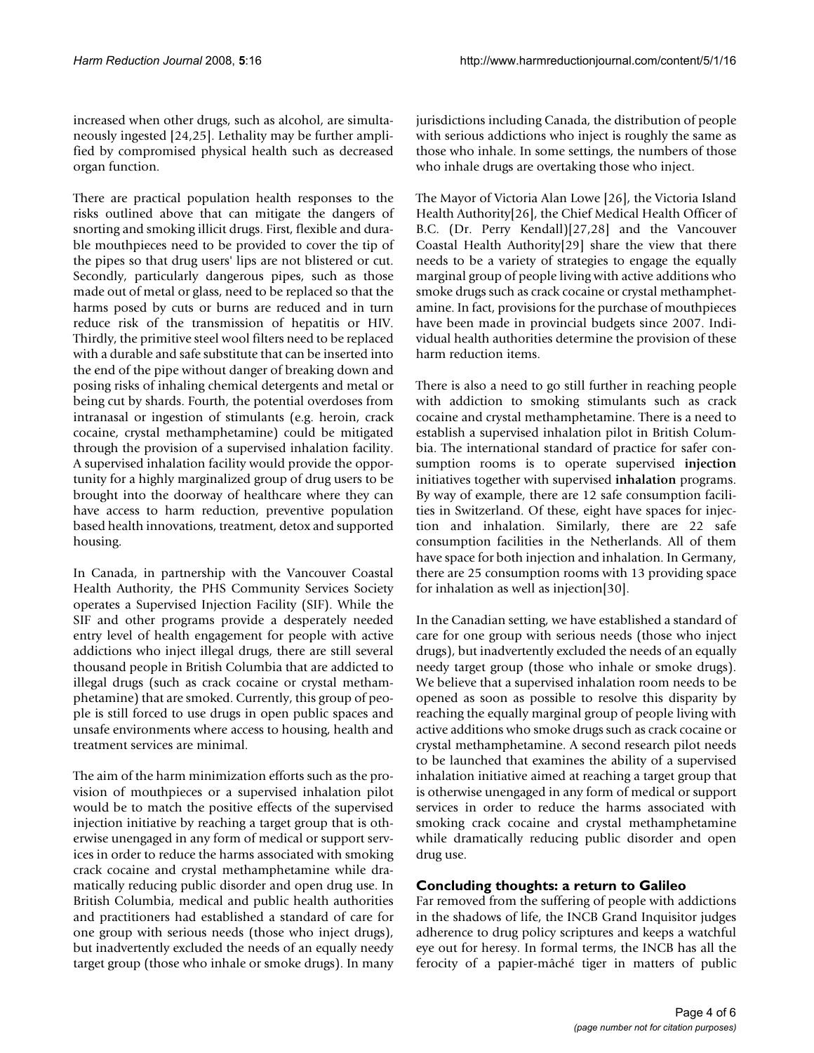increased when other drugs, such as alcohol, are simultaneously ingested [24,25]. Lethality may be further amplified by compromised physical health such as decreased organ function.

There are practical population health responses to the risks outlined above that can mitigate the dangers of snorting and smoking illicit drugs. First, flexible and durable mouthpieces need to be provided to cover the tip of the pipes so that drug users' lips are not blistered or cut. Secondly, particularly dangerous pipes, such as those made out of metal or glass, need to be replaced so that the harms posed by cuts or burns are reduced and in turn reduce risk of the transmission of hepatitis or HIV. Thirdly, the primitive steel wool filters need to be replaced with a durable and safe substitute that can be inserted into the end of the pipe without danger of breaking down and posing risks of inhaling chemical detergents and metal or being cut by shards. Fourth, the potential overdoses from intranasal or ingestion of stimulants (e.g. heroin, crack cocaine, crystal methamphetamine) could be mitigated through the provision of a supervised inhalation facility. A supervised inhalation facility would provide the opportunity for a highly marginalized group of drug users to be brought into the doorway of healthcare where they can have access to harm reduction, preventive population based health innovations, treatment, detox and supported housing.

In Canada, in partnership with the Vancouver Coastal Health Authority, the PHS Community Services Society operates a Supervised Injection Facility (SIF). While the SIF and other programs provide a desperately needed entry level of health engagement for people with active addictions who inject illegal drugs, there are still several thousand people in British Columbia that are addicted to illegal drugs (such as crack cocaine or crystal methamphetamine) that are smoked. Currently, this group of people is still forced to use drugs in open public spaces and unsafe environments where access to housing, health and treatment services are minimal.

The aim of the harm minimization efforts such as the provision of mouthpieces or a supervised inhalation pilot would be to match the positive effects of the supervised injection initiative by reaching a target group that is otherwise unengaged in any form of medical or support services in order to reduce the harms associated with smoking crack cocaine and crystal methamphetamine while dramatically reducing public disorder and open drug use. In British Columbia, medical and public health authorities and practitioners had established a standard of care for one group with serious needs (those who inject drugs), but inadvertently excluded the needs of an equally needy target group (those who inhale or smoke drugs). In many jurisdictions including Canada, the distribution of people with serious addictions who inject is roughly the same as those who inhale. In some settings, the numbers of those who inhale drugs are overtaking those who inject.

The Mayor of Victoria Alan Lowe [26], the Victoria Island Health Authority[26], the Chief Medical Health Officer of B.C. (Dr. Perry Kendall)[27,28] and the Vancouver Coastal Health Authority[29] share the view that there needs to be a variety of strategies to engage the equally marginal group of people living with active additions who smoke drugs such as crack cocaine or crystal methamphetamine. In fact, provisions for the purchase of mouthpieces have been made in provincial budgets since 2007. Individual health authorities determine the provision of these harm reduction items.

There is also a need to go still further in reaching people with addiction to smoking stimulants such as crack cocaine and crystal methamphetamine. There is a need to establish a supervised inhalation pilot in British Columbia. The international standard of practice for safer consumption rooms is to operate supervised **injection** initiatives together with supervised **inhalation** programs. By way of example, there are 12 safe consumption facilities in Switzerland. Of these, eight have spaces for injection and inhalation. Similarly, there are 22 safe consumption facilities in the Netherlands. All of them have space for both injection and inhalation. In Germany, there are 25 consumption rooms with 13 providing space for inhalation as well as injection[30].

In the Canadian setting, we have established a standard of care for one group with serious needs (those who inject drugs), but inadvertently excluded the needs of an equally needy target group (those who inhale or smoke drugs). We believe that a supervised inhalation room needs to be opened as soon as possible to resolve this disparity by reaching the equally marginal group of people living with active additions who smoke drugs such as crack cocaine or crystal methamphetamine. A second research pilot needs to be launched that examines the ability of a supervised inhalation initiative aimed at reaching a target group that is otherwise unengaged in any form of medical or support services in order to reduce the harms associated with smoking crack cocaine and crystal methamphetamine while dramatically reducing public disorder and open drug use.

## Concluding thoughts: a return to Galileo

Far removed from the suffering of people with addictions in the shadows of life, the INCB Grand Inquisitor judges adherence to drug policy scriptures and keeps a watchful eye out for heresy. In formal terms, the INCB has all the ferocity of a papier-mâché tiger in matters of public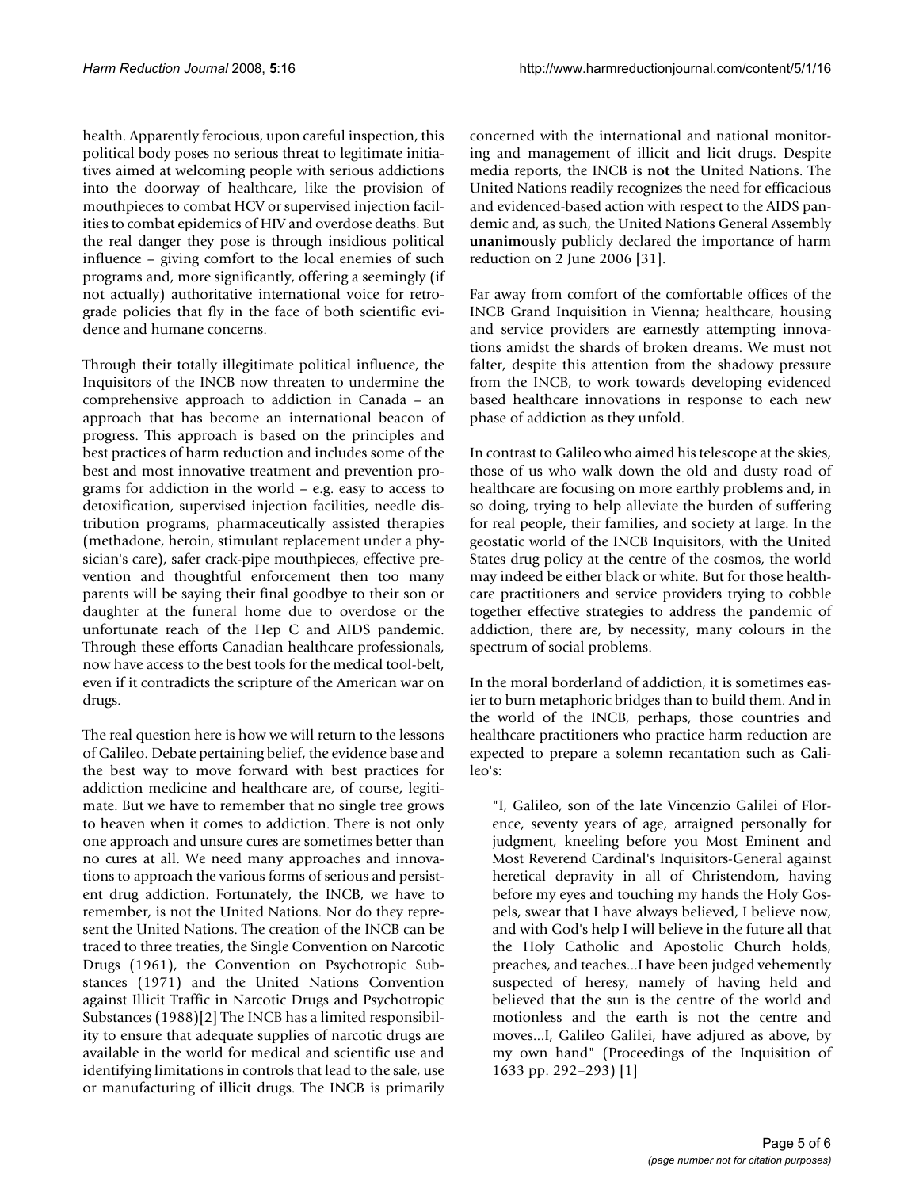health. Apparently ferocious, upon careful inspection, this political body poses no serious threat to legitimate initiatives aimed at welcoming people with serious addictions into the doorway of healthcare, like the provision of mouthpieces to combat HCV or supervised injection facilities to combat epidemics of HIV and overdose deaths. But the real danger they pose is through insidious political influence – giving comfort to the local enemies of such programs and, more significantly, offering a seemingly (if not actually) authoritative international voice for retrograde policies that fly in the face of both scientific evidence and humane concerns.

Through their totally illegitimate political influence, the Inquisitors of the INCB now threaten to undermine the comprehensive approach to addiction in Canada – an approach that has become an international beacon of progress. This approach is based on the principles and best practices of harm reduction and includes some of the best and most innovative treatment and prevention programs for addiction in the world – e.g. easy to access to detoxification, supervised injection facilities, needle distribution programs, pharmaceutically assisted therapies (methadone, heroin, stimulant replacement under a physician's care), safer crack-pipe mouthpieces, effective prevention and thoughtful enforcement then too many parents will be saying their final goodbye to their son or daughter at the funeral home due to overdose or the unfortunate reach of the Hep C and AIDS pandemic. Through these efforts Canadian healthcare professionals, now have access to the best tools for the medical tool-belt, even if it contradicts the scripture of the American war on drugs.

The real question here is how we will return to the lessons of Galileo. Debate pertaining belief, the evidence base and the best way to move forward with best practices for addiction medicine and healthcare are, of course, legitimate. But we have to remember that no single tree grows to heaven when it comes to addiction. There is not only one approach and unsure cures are sometimes better than no cures at all. We need many approaches and innovations to approach the various forms of serious and persistent drug addiction. Fortunately, the INCB, we have to remember, is not the United Nations. Nor do they represent the United Nations. The creation of the INCB can be traced to three treaties, the Single Convention on Narcotic Drugs (1961), the Convention on Psychotropic Substances (1971) and the United Nations Convention against Illicit Traffic in Narcotic Drugs and Psychotropic Substances (1988)[2] The INCB has a limited responsibility to ensure that adequate supplies of narcotic drugs are available in the world for medical and scientific use and identifying limitations in controls that lead to the sale, use or manufacturing of illicit drugs. The INCB is primarily concerned with the international and national monitoring and management of illicit and licit drugs. Despite media reports, the INCB is **not** the United Nations. The United Nations readily recognizes the need for efficacious and evidenced-based action with respect to the AIDS pandemic and, as such, the United Nations General Assembly **unanimously** publicly declared the importance of harm reduction on 2 June 2006 [31].

Far away from comfort of the comfortable offices of the INCB Grand Inquisition in Vienna; healthcare, housing and service providers are earnestly attempting innovations amidst the shards of broken dreams. We must not falter, despite this attention from the shadowy pressure from the INCB, to work towards developing evidenced based healthcare innovations in response to each new phase of addiction as they unfold.

In contrast to Galileo who aimed his telescope at the skies, those of us who walk down the old and dusty road of healthcare are focusing on more earthly problems and, in so doing, trying to help alleviate the burden of suffering for real people, their families, and society at large. In the geostatic world of the INCB Inquisitors, with the United States drug policy at the centre of the cosmos, the world may indeed be either black or white. But for those healthcare practitioners and service providers trying to cobble together effective strategies to address the pandemic of addiction, there are, by necessity, many colours in the spectrum of social problems.

In the moral borderland of addiction, it is sometimes easier to burn metaphoric bridges than to build them. And in the world of the INCB, perhaps, those countries and healthcare practitioners who practice harm reduction are expected to prepare a solemn recantation such as Galileo's:

> "I, Galileo, son of the late Vincenzio Galilei of Florence, seventy years of age, arraigned personally for judgment, kneeling before you Most Eminent and Most Reverend Cardinal's Inquisitors-General against heretical depravity in all of Christendom, having before my eyes and touching my hands the Holy Gospels, swear that I have always believed, I believe now, and with God's help I will believe in the future all that the Holy Catholic and Apostolic Church holds, preaches, and teaches...I have been judged vehemently suspected of heresy, namely of having held and believed that the sun is the centre of the world and motionless and the earth is not the centre and moves...I, Galileo Galilei, have adjured as above, by my own hand" (Proceedings of the Inquisition of 1633 pp. 292–293) [1]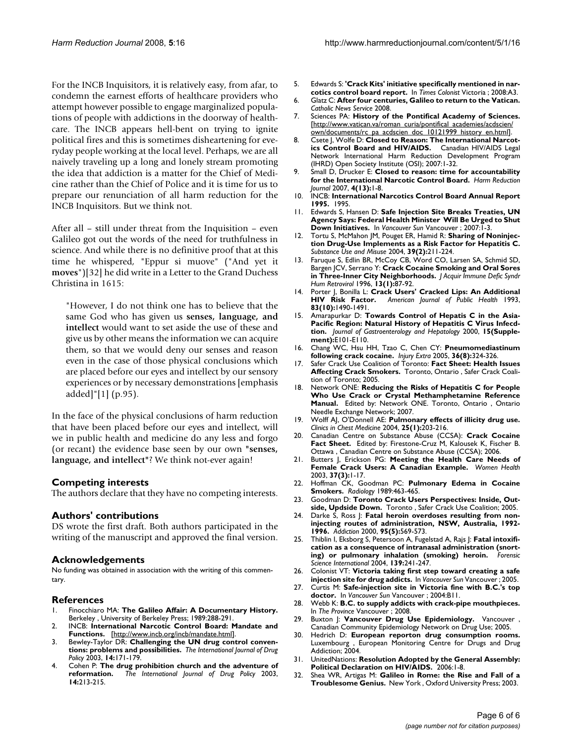For the INCB Inquisitors, it is relatively easy, from afar, to condemn the earnest efforts of healthcare providers who attempt however possible to engage marginalized populations of people with addictions in the doorway of healthcare. The INCB appears hell-bent on trying to ignite political fires and this is sometimes disheartening for everyday people working at the local level. Perhaps, we are all naively traveling up a long and lonely stream promoting the idea that addiction is a matter for the Chief of Medicine rather than the Chief of Police and it is time for us to prepare our renunciation of all harm reduction for the INCB Inquisitors. But we think not.

After all – still under threat from the Inquisition – even Galileo got out the words of the need for truthfulness in science. And while there is no definitive proof that at this time he whispered, "Eppur si muove" ("And yet it **moves**")[32] he did write in a Letter to the Grand Duchess Christina in 1615:

> "However, I do not think one has to believe that the same God who has given us **senses, language, and intellect** would want to set aside the use of these and give us by other means the information we can acquire them, so that we would deny our senses and reason even in the case of those physical conclusions which are placed before our eyes and intellect by our sensory experiences or by necessary demonstrations [emphasis added]"[1] (p.95).

In the face of the physical conclusions of harm reduction that have been placed before our eyes and intellect, will we in public health and medicine do any less and forgo (or recant) the evidence base seen by our own **"senses, language, and intellect"**? We think not-ever again!

## Competing interests

The authors declare that they have no competing interests.

## Authors' contributions

DS wrote the first draft. Both authors participated in the writing of the manuscript and approved the final version.

## Acknowledgements

No funding was obtained in association with the writing of this commentary.

## References

1. Finocchiaro MA: **The Galileo Affair: A Documentary History.** Berkeley , University of Berkeley Press; 1989:288-291.
2. INCB: **International Narcotic Control Board: Mandate and Functions.** [http://www.incb.org/incb/mandate.html].
3. Bewley-Taylor DR: **Challenging the UN drug control conventions: problems and possibilities.** *The International Journal of Drug Policy* 2003, **14:**171-179.
4. Cohen P: **The drug prohibition church and the adventure of reformation.** *The International Journal of Drug Policy* 2003, **14:**213-215.
5. Edwards S: **'Crack Kits' initiative specifically mentioned in narcotics control board report.** In *Times Colonist* Victoria ; 2008:A3.
6. Glatz C: **After four centuries, Galileo to return to the Vatican.** *Catholic News Service* 2008.
7. Sciences PA: **History of the Pontifical Academy of Sciences.** [http://www.vatican.va/roman_curia/pontifical_academies/acdscien/own/documents/rc_pa_acdscien_doc_10121999_history_en.html].
8. Csete J, Wolfe D: **Closed to Reason: The International Narcotics Control Board and HIV/AIDS.** Canadian HIV/AIDS Legal Network International Harm Reduction Development Program (IHRD) Open Society Institute (OSI); 2007:1-32.
9. Small D, Drucker E: **Closed to reason: time for accountability for the International Narcotic Control Board.** *Harm Reduction Journal* 2007, **4(13):**1-8.
10. INCB: **International Narcotics Control Board Annual Report 1995.** 1995.
11. Edwards S, Hansen D: **Safe Injection Site Breaks Treaties, UN Agency Says: Federal Health Minister Will Be Urged to Shut Down Initiatives.** In *Vancouver Sun* Vancouver ; 2007:1-3.
12. Tortu S, McMahon JM, Pouget ER, Hamid R: **Sharing of Noninjection Drug-Use Implements as a Risk Factor for Hepatitis C.** *Substance Use and Misuse* 2004, **39(2):**211-224.
13. Faruque S, Edlin BR, McCoy CB, Word CO, Larsen SA, Schmid SD, Bargen JCV, Serrano Y: **Crack Cocaine Smoking and Oral Sores in Three-Inner City Neighborhoods.** *J Acquir Immune Defic Syndr Hum Retrovirol* 1996, **13(1):**87-92.
14. Porter J, Bonilla L: **Crack Users' Cracked Lips: An Additional HIV Risk Factor.** *American Journal of Public Health* 1993, **83(10):**1490-1491.
15. Amarapurkar D: **Towards Control of Hepatis C in the Asia-Pacific Region: Natural History of Hepatitis C Virus Infecdtion.** *Journal of Gastroenterology and Hepatology* 2000, **15(Supplement):**E101-E110.
16. Chang WC, Hsu HH, Tzao C, Chen CY: **Pneumomediastinum following crack cocaine.** *Injury Extra* 2005, **36(8):**324-326.
17. Safer Crack Use Coalition of Toronto: **Fact Sheet: Health Issues Affecting Crack Smokers.** Toronto, Ontario , Safer Crack Coalition of Toronto; 2005.
18. Network ONE: **Reducing the Risks of Hepatitis C for People Who Use Crack or Crystal Methamphetamine Reference Manual.** Edited by: Network ONE. Toronto, Ontario , Ontario Needle Exchange Network; 2007.
19. Wolff AJ, O'Donnell AE: **Pulmonary effects of illicity drug use.** *Clinics in Chest Medicine* 2004, **25(1):**203-216.
20. Canadian Centre on Substance Abuse (CCSA): **Crack Cocaine Fact Sheet.** Edited by: Firestone-Cruz M, Kalousek K, Fischer B. Ottawa , Canadian Centre on Substance Abuse (CCSA); 2006.
21. Butters J, Erickson PG: **Meeting the Health Care Needs of Female Crack Users: A Canadian Example.** *Women Health* 2003, **37(3):**1-17.
22. Hoffman CK, Goodman PC: **Pulmonary Edema in Cocaine Smokers.** *Radiology* 1989:463-465.
23. Goodman D: **Toronto Crack Users Perspectives: Inside, Outside, Upsdide Down.** Toronto , Safer Crack Use Coalition; 2005.
24. Darke S, Ross J: **Fatal heroin overdoses resulting from noninjecting routes of administration, NSW, Australia, 1992-1996.** *Addiction* 2000, **95(5):**569-573.
25. Thiblin I, Eksborg S, Petersoon A, Fugelstad A, Rajs J: **Fatal intoxification as a consequence of intranasal administration (snorting) or pulmonary inhalation (smoking) heroin.** *Forensic Science International* 2004, **139:**241-247.
26. Colonist VT: **Victoria taking first step toward creating a safe injection site for drug addicts.** In *Vancouver Sun* Vancouver ; 2005.
27. Curtis M: **Safe-injection site in Victoria fine with B.C.'s top doctor.** In *Vancouver Sun* Vancouver ; 2004:B11.
28. Webb K: **B.C. to supply addicts with crack-pipe mouthpieces.** In *The Province* Vancouver ; 2008.
29. Buxton J: **Vancouver Drug Use Epidemiology.** Vancouver , Canadian Community Epidemiology Network on Drug Use; 2005.
30. Hedrich D: **European reporton drug consumption rooms.** Luxembourg , European Monitoring Centre for Drugs and Drug Addiction; 2004.
31. UnitedNations: **Resolution Adopted by the General Assembly: Political Declaration on HIV/AIDS.** 2006:1-8.
32. Shea WR, Artigas M: **Galileo in Rome: the Rise and Fall of a Troublesome Genius.** New York , Oxford University Press; 2003.